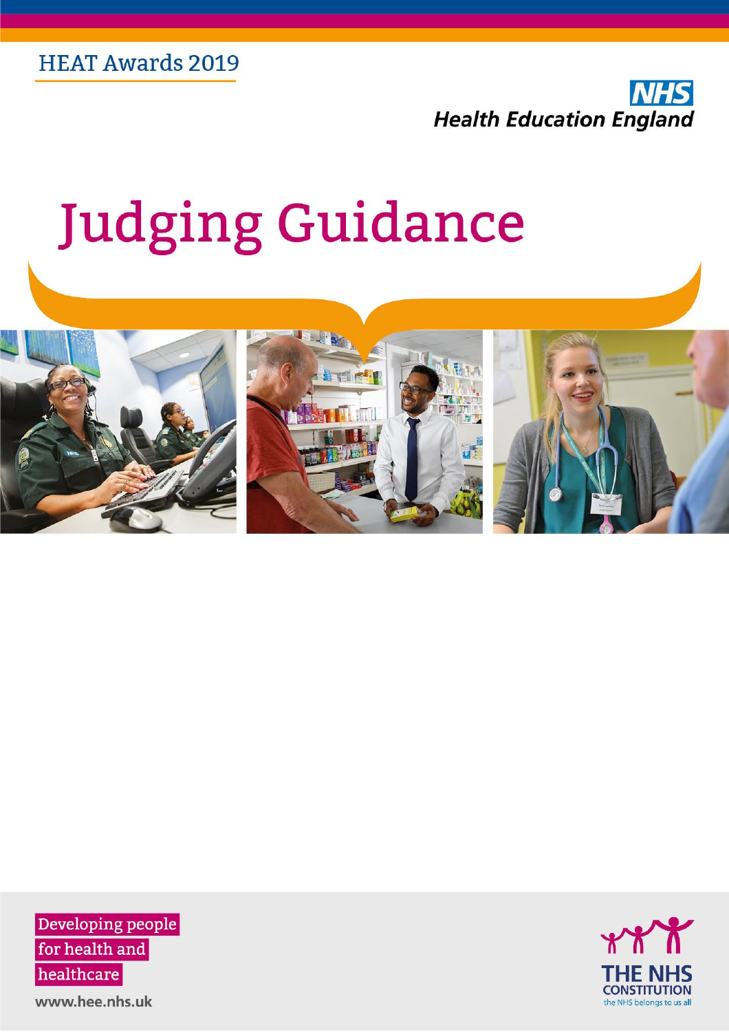HEAT Awards 2019

NHS
Health Education England

# Judging Guidance

Developing people for health and healthcare

www.hee.nhs.uk

THE NHS CONSTITUTION
the NHS belongs to us all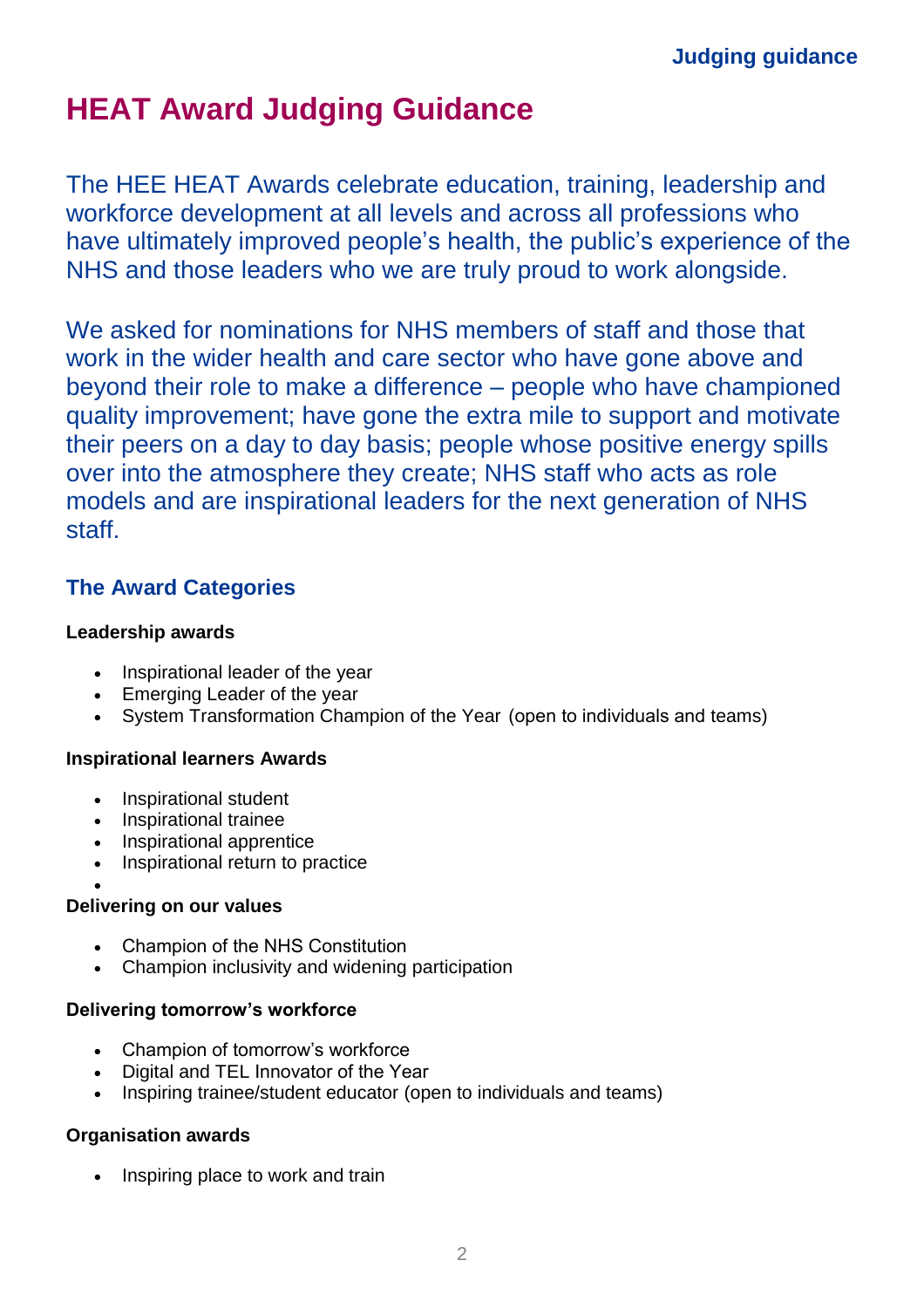# HEAT Award Judging Guidance

The HEE HEAT Awards celebrate education, training, leadership and workforce development at all levels and across all professions who have ultimately improved people's health, the public's experience of the NHS and those leaders who we are truly proud to work alongside.

We asked for nominations for NHS members of staff and those that work in the wider health and care sector who have gone above and beyond their role to make a difference – people who have championed quality improvement; have gone the extra mile to support and motivate their peers on a day to day basis; people whose positive energy spills over into the atmosphere they create; NHS staff who acts as role models and are inspirational leaders for the next generation of NHS staff.

## The Award Categories

**Leadership awards**

- Inspirational leader of the year
- Emerging Leader of the year
- System Transformation Champion of the Year (open to individuals and teams)

**Inspirational learners Awards**

- Inspirational student
- Inspirational trainee
- Inspirational apprentice
- Inspirational return to practice

**Delivering on our values**

- Champion of the NHS Constitution
- Champion inclusivity and widening participation

**Delivering tomorrow's workforce**

- Champion of tomorrow's workforce
- Digital and TEL Innovator of the Year
- Inspiring trainee/student educator (open to individuals and teams)

**Organisation awards**

- Inspiring place to work and train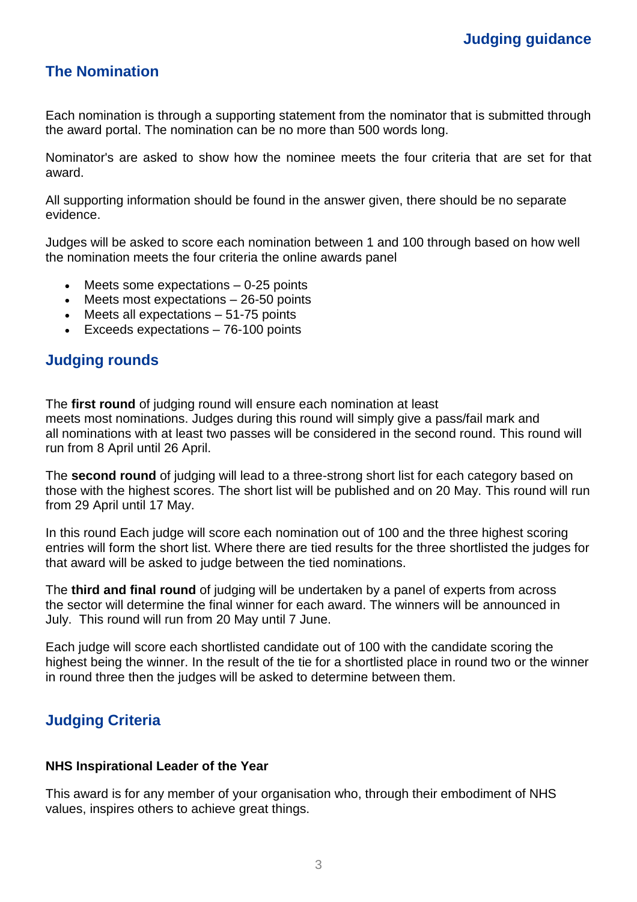# Judging guidance

## The Nomination

Each nomination is through a supporting statement from the nominator that is submitted through the award portal. The nomination can be no more than 500 words long.

Nominator's are asked to show how the nominee meets the four criteria that are set for that award.

All supporting information should be found in the answer given, there should be no separate evidence.

Judges will be asked to score each nomination between 1 and 100 through based on how well the nomination meets the four criteria the online awards panel

- Meets some expectations – 0-25 points
- Meets most expectations – 26-50 points
- Meets all expectations – 51-75 points
- Exceeds expectations – 76-100 points

## Judging rounds

The **first round** of judging round will ensure each nomination at least meets most nominations. Judges during this round will simply give a pass/fail mark and all nominations with at least two passes will be considered in the second round. This round will run from 8 April until 26 April.

The **second round** of judging will lead to a three-strong short list for each category based on those with the highest scores. The short list will be published and on 20 May. This round will run from 29 April until 17 May.

In this round Each judge will score each nomination out of 100 and the three highest scoring entries will form the short list. Where there are tied results for the three shortlisted the judges for that award will be asked to judge between the tied nominations.

The **third and final round** of judging will be undertaken by a panel of experts from across the sector will determine the final winner for each award. The winners will be announced in July. This round will run from 20 May until 7 June.

Each judge will score each shortlisted candidate out of 100 with the candidate scoring the highest being the winner. In the result of the tie for a shortlisted place in round two or the winner in round three then the judges will be asked to determine between them.

## Judging Criteria

### NHS Inspirational Leader of the Year

This award is for any member of your organisation who, through their embodiment of NHS values, inspires others to achieve great things.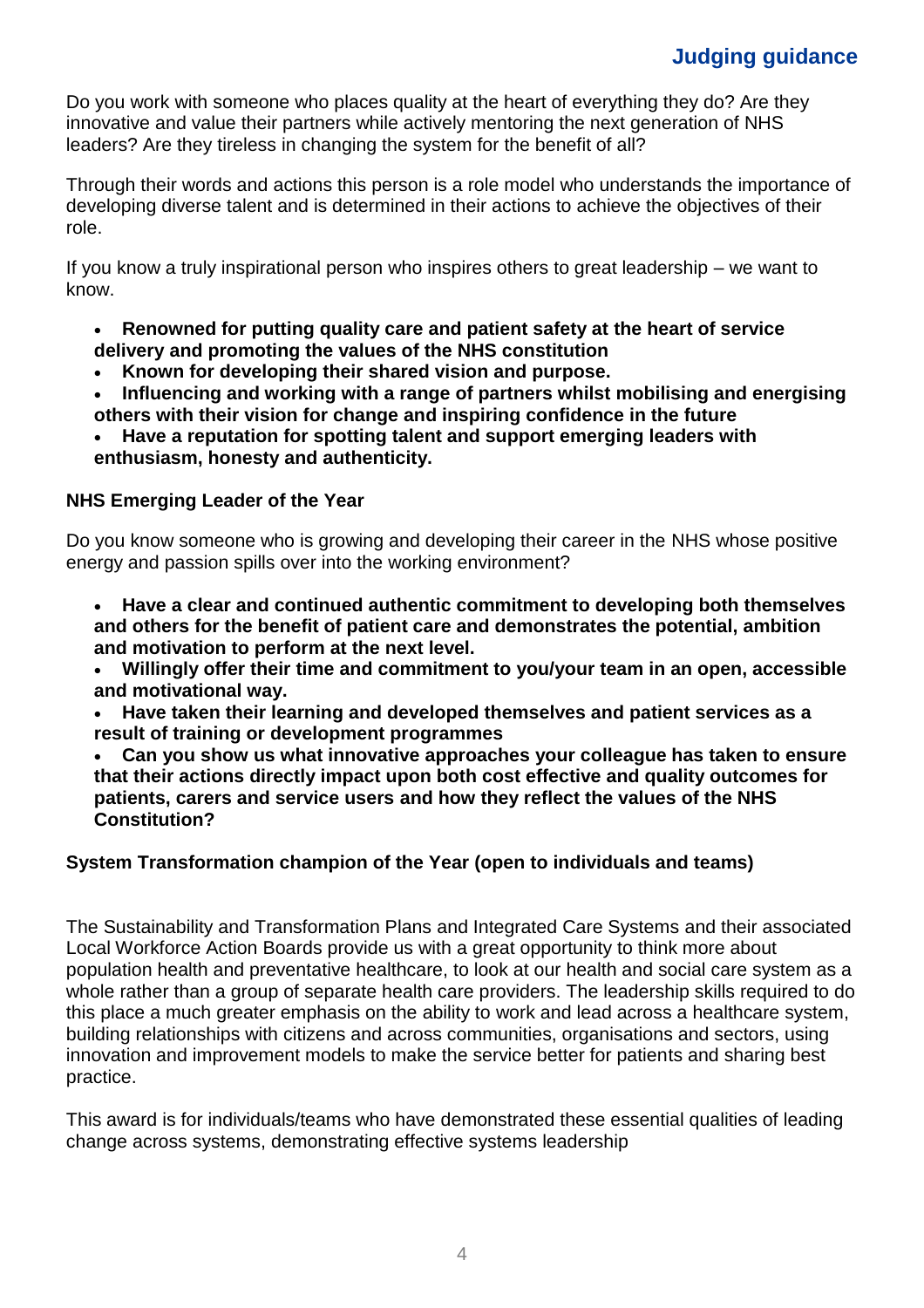Do you work with someone who places quality at the heart of everything they do? Are they innovative and value their partners while actively mentoring the next generation of NHS leaders? Are they tireless in changing the system for the benefit of all?

Through their words and actions this person is a role model who understands the importance of developing diverse talent and is determined in their actions to achieve the objectives of their role.

If you know a truly inspirational person who inspires others to great leadership – we want to know.

- **Renowned for putting quality care and patient safety at the heart of service delivery and promoting the values of the NHS constitution**
- **Known for developing their shared vision and purpose.**
- **Influencing and working with a range of partners whilst mobilising and energising others with their vision for change and inspiring confidence in the future**
- **Have a reputation for spotting talent and support emerging leaders with enthusiasm, honesty and authenticity.**

### NHS Emerging Leader of the Year

Do you know someone who is growing and developing their career in the NHS whose positive energy and passion spills over into the working environment?

- **Have a clear and continued authentic commitment to developing both themselves and others for the benefit of patient care and demonstrates the potential, ambition and motivation to perform at the next level.**
- **Willingly offer their time and commitment to you/your team in an open, accessible and motivational way.**
- **Have taken their learning and developed themselves and patient services as a result of training or development programmes**
- **Can you show us what innovative approaches your colleague has taken to ensure that their actions directly impact upon both cost effective and quality outcomes for patients, carers and service users and how they reflect the values of the NHS Constitution?**

### System Transformation champion of the Year (open to individuals and teams)

The Sustainability and Transformation Plans and Integrated Care Systems and their associated Local Workforce Action Boards provide us with a great opportunity to think more about population health and preventative healthcare, to look at our health and social care system as a whole rather than a group of separate health care providers. The leadership skills required to do this place a much greater emphasis on the ability to work and lead across a healthcare system, building relationships with citizens and across communities, organisations and sectors, using innovation and improvement models to make the service better for patients and sharing best practice.

This award is for individuals/teams who have demonstrated these essential qualities of leading change across systems, demonstrating effective systems leadership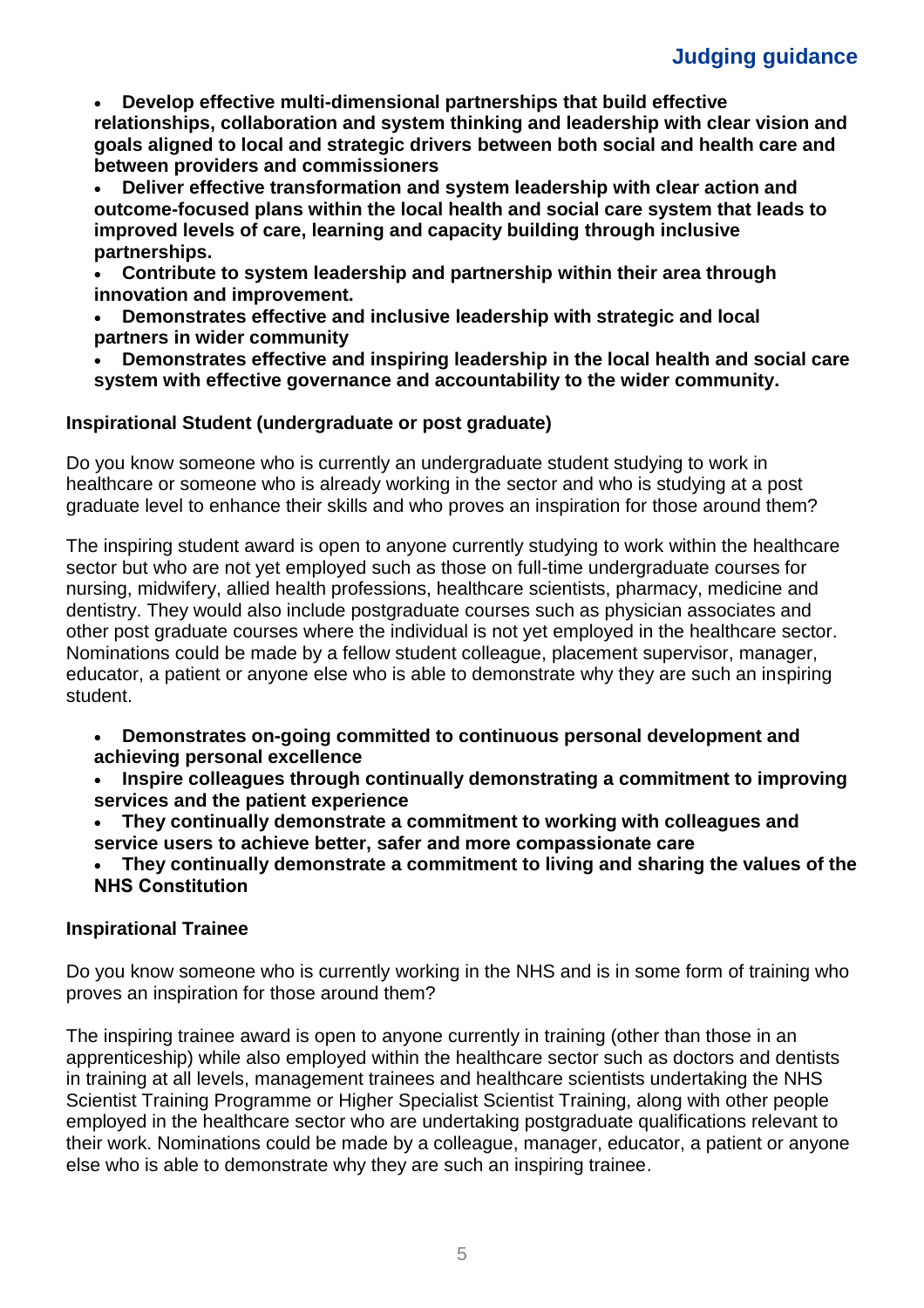- **Develop effective multi-dimensional partnerships that build effective relationships, collaboration and system thinking and leadership with clear vision and goals aligned to local and strategic drivers between both social and health care and between providers and commissioners**
- **Deliver effective transformation and system leadership with clear action and outcome-focused plans within the local health and social care system that leads to improved levels of care, learning and capacity building through inclusive partnerships.**
- **Contribute to system leadership and partnership within their area through innovation and improvement.**
- **Demonstrates effective and inclusive leadership with strategic and local partners in wider community**
- **Demonstrates effective and inspiring leadership in the local health and social care system with effective governance and accountability to the wider community.**

**Inspirational Student (undergraduate or post graduate)**

Do you know someone who is currently an undergraduate student studying to work in healthcare or someone who is already working in the sector and who is studying at a post graduate level to enhance their skills and who proves an inspiration for those around them?

The inspiring student award is open to anyone currently studying to work within the healthcare sector but who are not yet employed such as those on full-time undergraduate courses for nursing, midwifery, allied health professions, healthcare scientists, pharmacy, medicine and dentistry. They would also include postgraduate courses such as physician associates and other post graduate courses where the individual is not yet employed in the healthcare sector. Nominations could be made by a fellow student colleague, placement supervisor, manager, educator, a patient or anyone else who is able to demonstrate why they are such an inspiring student.

- **Demonstrates on-going committed to continuous personal development and achieving personal excellence**
- **Inspire colleagues through continually demonstrating a commitment to improving services and the patient experience**
- **They continually demonstrate a commitment to working with colleagues and service users to achieve better, safer and more compassionate care**
- **They continually demonstrate a commitment to living and sharing the values of the NHS Constitution**

**Inspirational Trainee**

Do you know someone who is currently working in the NHS and is in some form of training who proves an inspiration for those around them?

The inspiring trainee award is open to anyone currently in training (other than those in an apprenticeship) while also employed within the healthcare sector such as doctors and dentists in training at all levels, management trainees and healthcare scientists undertaking the NHS Scientist Training Programme or Higher Specialist Scientist Training, along with other people employed in the healthcare sector who are undertaking postgraduate qualifications relevant to their work. Nominations could be made by a colleague, manager, educator, a patient or anyone else who is able to demonstrate why they are such an inspiring trainee.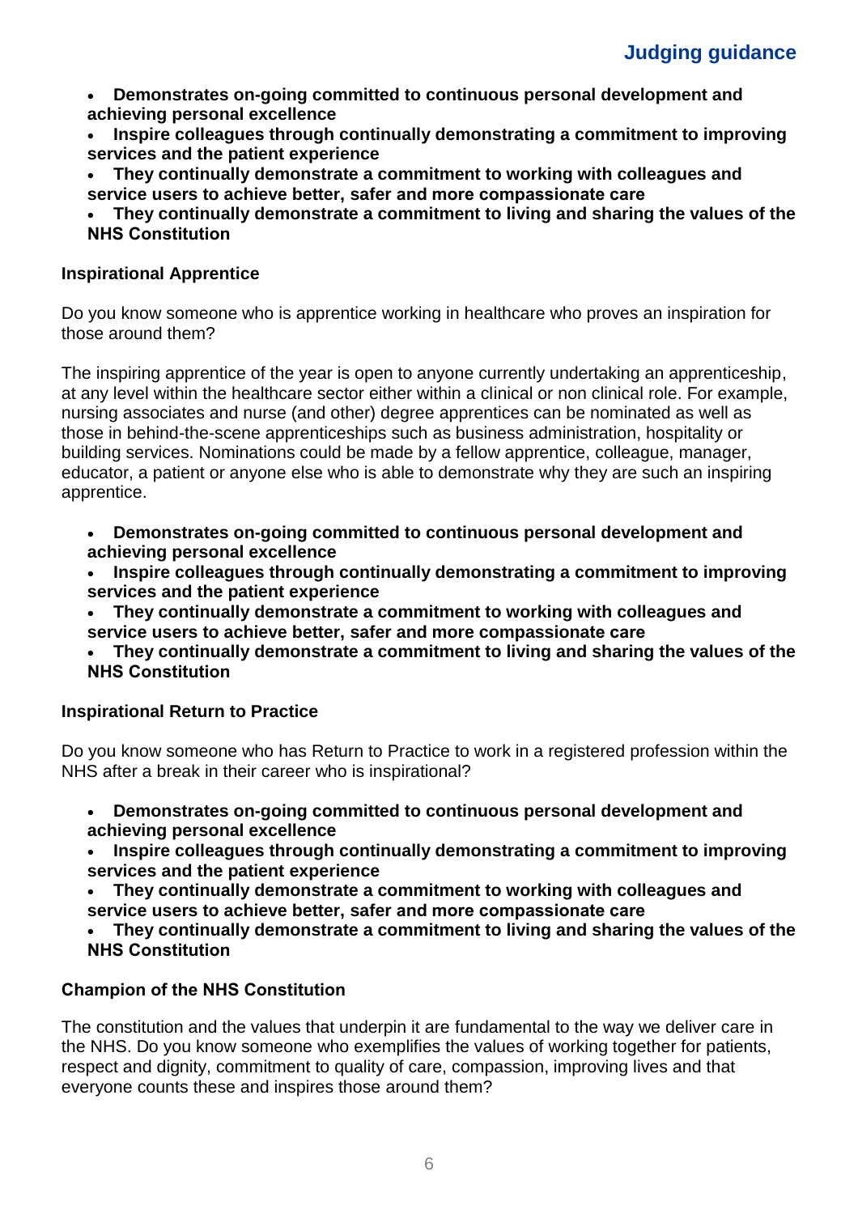- **Demonstrates on-going committed to continuous personal development and achieving personal excellence**
- **Inspire colleagues through continually demonstrating a commitment to improving services and the patient experience**
- **They continually demonstrate a commitment to working with colleagues and service users to achieve better, safer and more compassionate care**
- **They continually demonstrate a commitment to living and sharing the values of the NHS Constitution**

**Inspirational Apprentice**

Do you know someone who is apprentice working in healthcare who proves an inspiration for those around them?

The inspiring apprentice of the year is open to anyone currently undertaking an apprenticeship, at any level within the healthcare sector either within a clinical or non clinical role. For example, nursing associates and nurse (and other) degree apprentices can be nominated as well as those in behind-the-scene apprenticeships such as business administration, hospitality or building services. Nominations could be made by a fellow apprentice, colleague, manager, educator, a patient or anyone else who is able to demonstrate why they are such an inspiring apprentice.

- **Demonstrates on-going committed to continuous personal development and achieving personal excellence**
- **Inspire colleagues through continually demonstrating a commitment to improving services and the patient experience**
- **They continually demonstrate a commitment to working with colleagues and service users to achieve better, safer and more compassionate care**
- **They continually demonstrate a commitment to living and sharing the values of the NHS Constitution**

**Inspirational Return to Practice**

Do you know someone who has Return to Practice to work in a registered profession within the NHS after a break in their career who is inspirational?

- **Demonstrates on-going committed to continuous personal development and achieving personal excellence**
- **Inspire colleagues through continually demonstrating a commitment to improving services and the patient experience**
- **They continually demonstrate a commitment to working with colleagues and service users to achieve better, safer and more compassionate care**
- **They continually demonstrate a commitment to living and sharing the values of the NHS Constitution**

**Champion of the NHS Constitution**

The constitution and the values that underpin it are fundamental to the way we deliver care in the NHS. Do you know someone who exemplifies the values of working together for patients, respect and dignity, commitment to quality of care, compassion, improving lives and that everyone counts these and inspires those around them?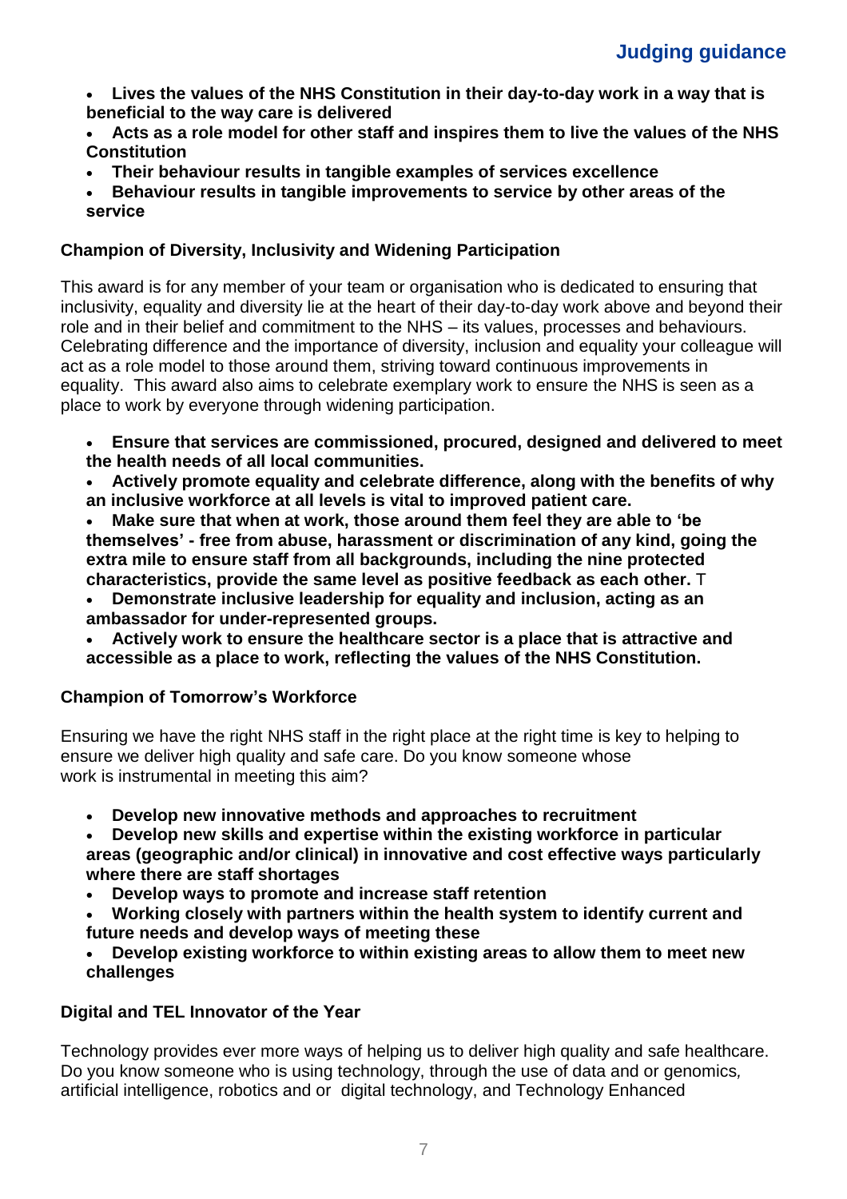- **Lives the values of the NHS Constitution in their day-to-day work in a way that is beneficial to the way care is delivered**
- **Acts as a role model for other staff and inspires them to live the values of the NHS Constitution**
- **Their behaviour results in tangible examples of services excellence**
- **Behaviour results in tangible improvements to service by other areas of the service**

### Champion of Diversity, Inclusivity and Widening Participation

This award is for any member of your team or organisation who is dedicated to ensuring that inclusivity, equality and diversity lie at the heart of their day-to-day work above and beyond their role and in their belief and commitment to the NHS – its values, processes and behaviours. Celebrating difference and the importance of diversity, inclusion and equality your colleague will act as a role model to those around them, striving toward continuous improvements in equality. This award also aims to celebrate exemplary work to ensure the NHS is seen as a place to work by everyone through widening participation.

- **Ensure that services are commissioned, procured, designed and delivered to meet the health needs of all local communities.**
- **Actively promote equality and celebrate difference, along with the benefits of why an inclusive workforce at all levels is vital to improved patient care.**
- **Make sure that when at work, those around them feel they are able to 'be themselves' - free from abuse, harassment or discrimination of any kind, going the extra mile to ensure staff from all backgrounds, including the nine protected characteristics, provide the same level as positive feedback as each other.** T
- **Demonstrate inclusive leadership for equality and inclusion, acting as an ambassador for under-represented groups.**
- **Actively work to ensure the healthcare sector is a place that is attractive and accessible as a place to work, reflecting the values of the NHS Constitution.**

### Champion of Tomorrow's Workforce

Ensuring we have the right NHS staff in the right place at the right time is key to helping to ensure we deliver high quality and safe care. Do you know someone whose work is instrumental in meeting this aim?

- **Develop new innovative methods and approaches to recruitment**
- **Develop new skills and expertise within the existing workforce in particular areas (geographic and/or clinical) in innovative and cost effective ways particularly where there are staff shortages**
- **Develop ways to promote and increase staff retention**
- **Working closely with partners within the health system to identify current and future needs and develop ways of meeting these**
- **Develop existing workforce to within existing areas to allow them to meet new challenges**

### Digital and TEL Innovator of the Year

Technology provides ever more ways of helping us to deliver high quality and safe healthcare. Do you know someone who is using technology, through the use of data and or genomics, artificial intelligence, robotics and or digital technology, and Technology Enhanced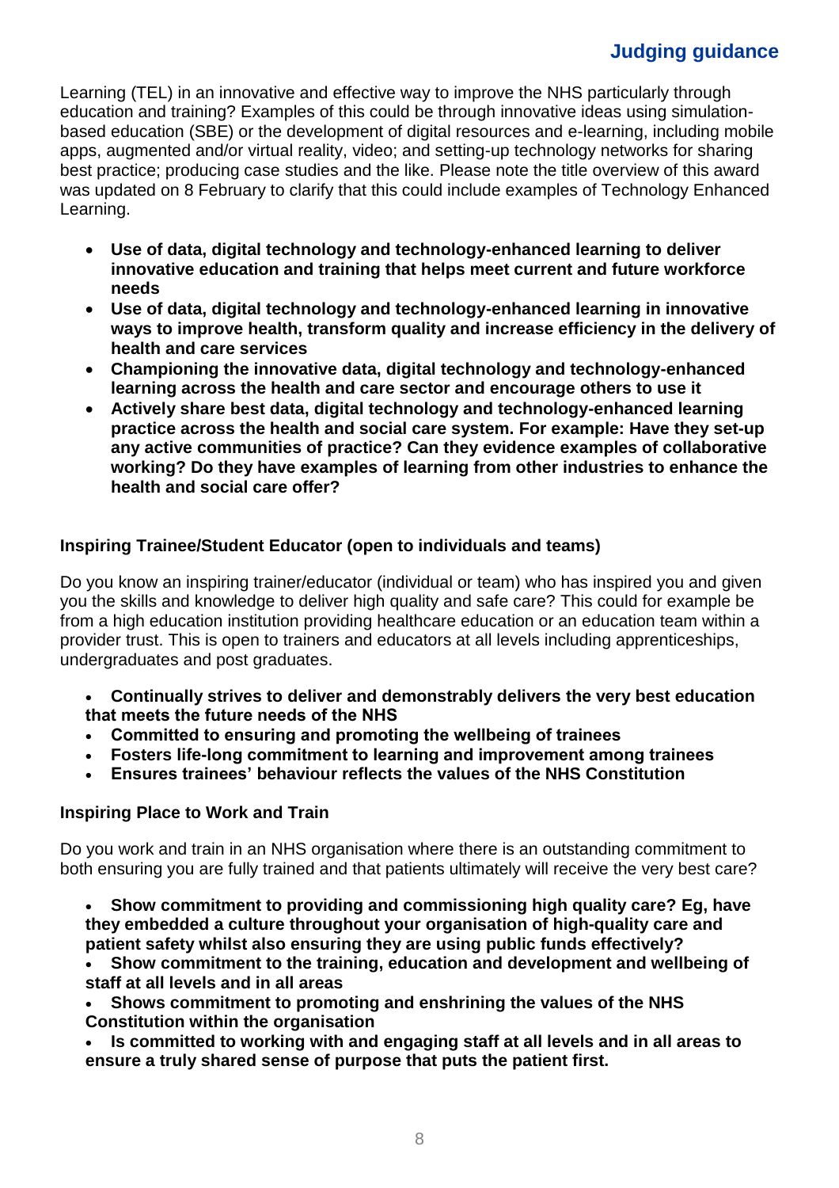Learning (TEL) in an innovative and effective way to improve the NHS particularly through education and training? Examples of this could be through innovative ideas using simulation-based education (SBE) or the development of digital resources and e-learning, including mobile apps, augmented and/or virtual reality, video; and setting-up technology networks for sharing best practice; producing case studies and the like. Please note the title overview of this award was updated on 8 February to clarify that this could include examples of Technology Enhanced Learning.

- **Use of data, digital technology and technology-enhanced learning to deliver innovative education and training that helps meet current and future workforce needs**
- **Use of data, digital technology and technology-enhanced learning in innovative ways to improve health, transform quality and increase efficiency in the delivery of health and care services**
- **Championing the innovative data, digital technology and technology-enhanced learning across the health and care sector and encourage others to use it**
- **Actively share best data, digital technology and technology-enhanced learning practice across the health and social care system. For example: Have they set-up any active communities of practice? Can they evidence examples of collaborative working? Do they have examples of learning from other industries to enhance the health and social care offer?**

### Inspiring Trainee/Student Educator (open to individuals and teams)

Do you know an inspiring trainer/educator (individual or team) who has inspired you and given you the skills and knowledge to deliver high quality and safe care? This could for example be from a high education institution providing healthcare education or an education team within a provider trust. This is open to trainers and educators at all levels including apprenticeships, undergraduates and post graduates.

- **Continually strives to deliver and demonstrably delivers the very best education that meets the future needs of the NHS**
- **Committed to ensuring and promoting the wellbeing of trainees**
- **Fosters life-long commitment to learning and improvement among trainees**
- **Ensures trainees' behaviour reflects the values of the NHS Constitution**

### Inspiring Place to Work and Train

Do you work and train in an NHS organisation where there is an outstanding commitment to both ensuring you are fully trained and that patients ultimately will receive the very best care?

- **Show commitment to providing and commissioning high quality care? Eg, have they embedded a culture throughout your organisation of high-quality care and patient safety whilst also ensuring they are using public funds effectively?**
- **Show commitment to the training, education and development and wellbeing of staff at all levels and in all areas**
- **Shows commitment to promoting and enshrining the values of the NHS Constitution within the organisation**
- **Is committed to working with and engaging staff at all levels and in all areas to ensure a truly shared sense of purpose that puts the patient first.**